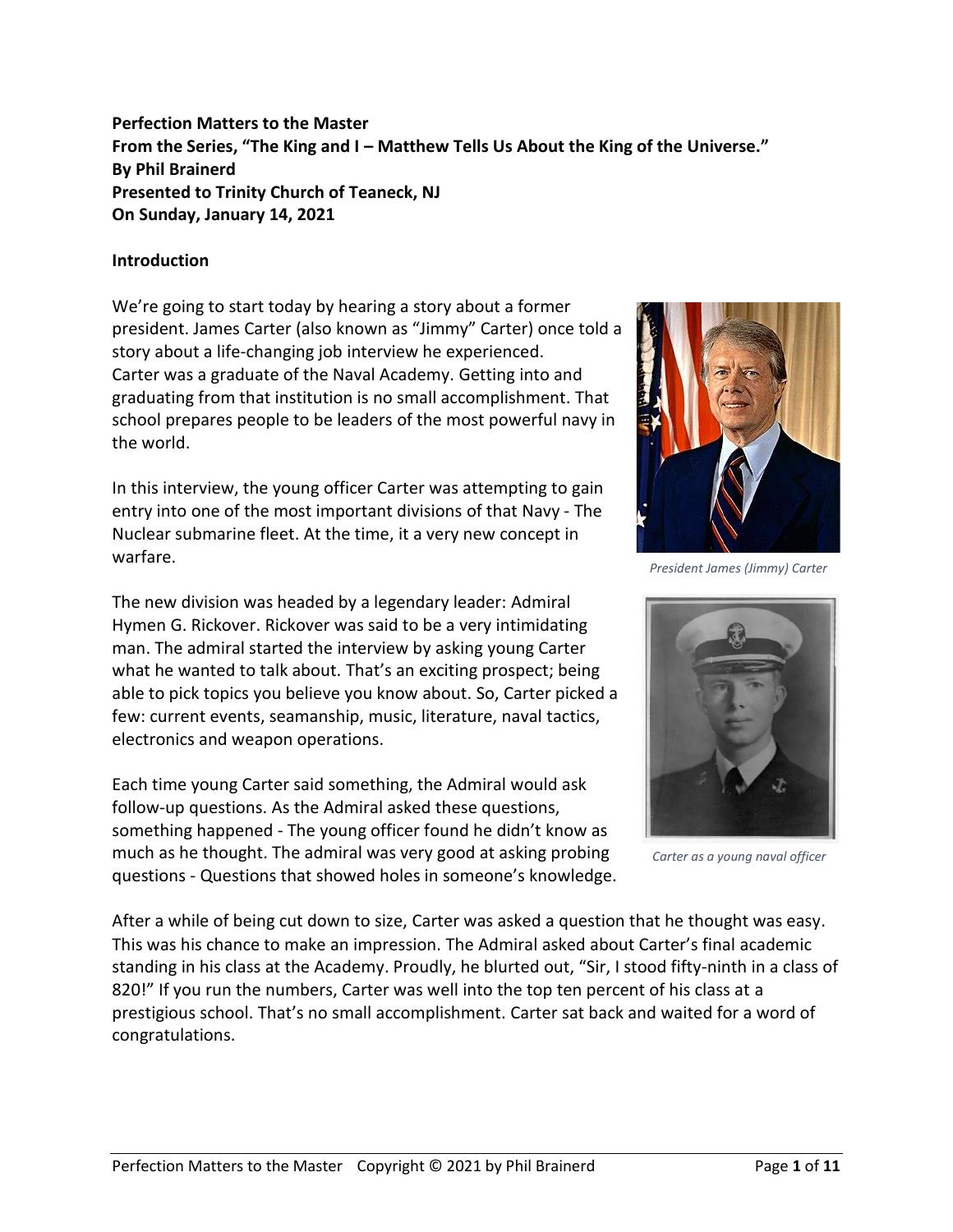**Perfection Matters to the Master**
**From the Series, "The King and I – Matthew Tells Us About the King of the Universe."**
**By Phil Brainerd**
**Presented to Trinity Church of Teaneck, NJ**
**On Sunday, January 14, 2021**

**Introduction**

We're going to start today by hearing a story about a former president. James Carter (also known as "Jimmy" Carter) once told a story about a life-changing job interview he experienced. Carter was a graduate of the Naval Academy. Getting into and graduating from that institution is no small accomplishment. That school prepares people to be leaders of the most powerful navy in the world.

*President James (Jimmy) Carter*

In this interview, the young officer Carter was attempting to gain entry into one of the most important divisions of that Navy - The Nuclear submarine fleet. At the time, it a very new concept in warfare.

The new division was headed by a legendary leader: Admiral Hymen G. Rickover. Rickover was said to be a very intimidating man. The admiral started the interview by asking young Carter what he wanted to talk about. That's an exciting prospect; being able to pick topics you believe you know about. So, Carter picked a few: current events, seamanship, music, literature, naval tactics, electronics and weapon operations.

*Carter as a young naval officer*

Each time young Carter said something, the Admiral would ask follow-up questions. As the Admiral asked these questions, something happened - The young officer found he didn't know as much as he thought. The admiral was very good at asking probing questions - Questions that showed holes in someone's knowledge.

After a while of being cut down to size, Carter was asked a question that he thought was easy. This was his chance to make an impression. The Admiral asked about Carter's final academic standing in his class at the Academy. Proudly, he blurted out, "Sir, I stood fifty-ninth in a class of 820!" If you run the numbers, Carter was well into the top ten percent of his class at a prestigious school. That's no small accomplishment. Carter sat back and waited for a word of congratulations.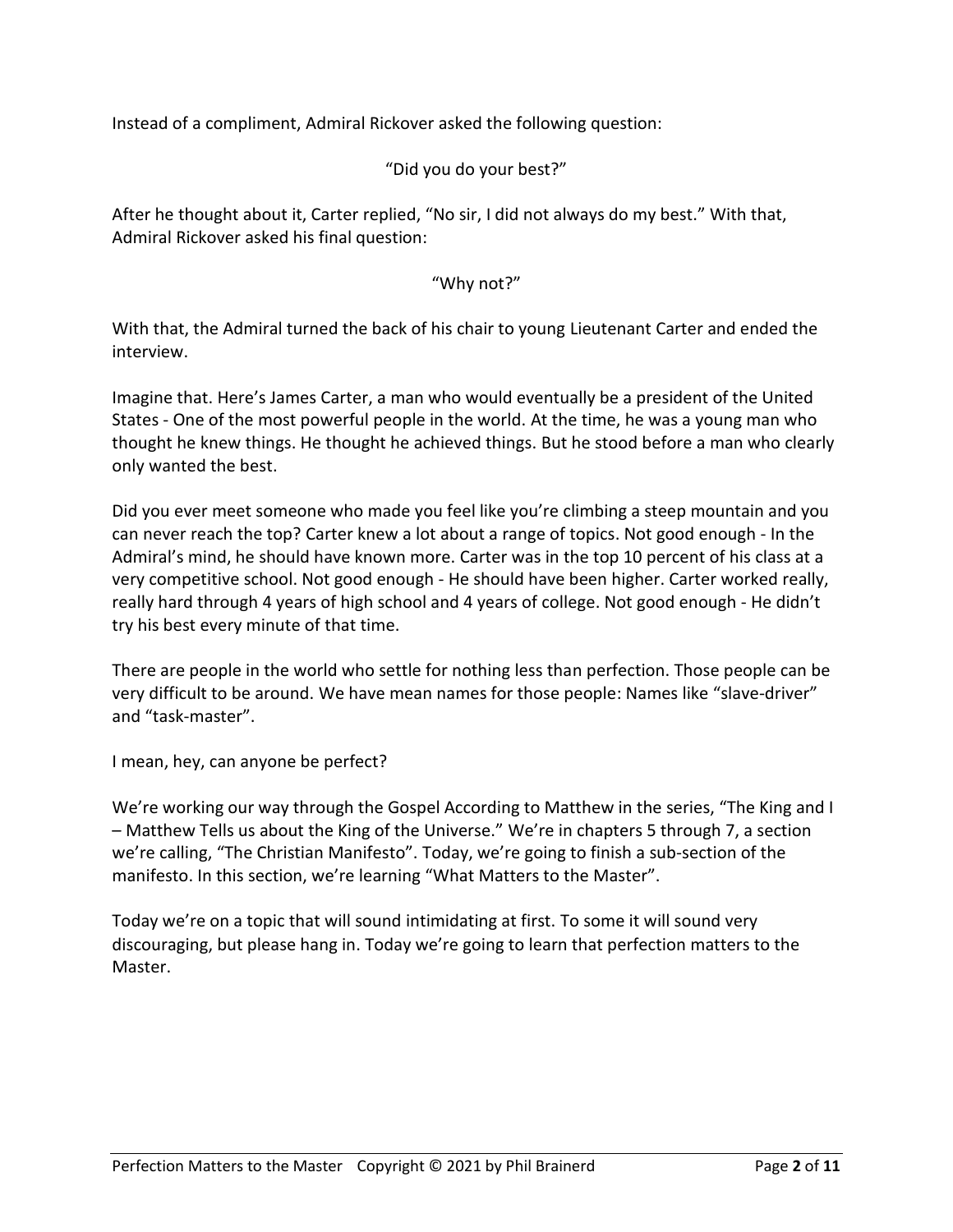Instead of a compliment, Admiral Rickover asked the following question:

“Did you do your best?”

After he thought about it, Carter replied, “No sir, I did not always do my best.” With that, Admiral Rickover asked his final question:

“Why not?”

With that, the Admiral turned the back of his chair to young Lieutenant Carter and ended the interview.

Imagine that. Here’s James Carter, a man who would eventually be a president of the United States - One of the most powerful people in the world. At the time, he was a young man who thought he knew things. He thought he achieved things. But he stood before a man who clearly only wanted the best.

Did you ever meet someone who made you feel like you’re climbing a steep mountain and you can never reach the top? Carter knew a lot about a range of topics. Not good enough - In the Admiral’s mind, he should have known more. Carter was in the top 10 percent of his class at a very competitive school. Not good enough - He should have been higher. Carter worked really, really hard through 4 years of high school and 4 years of college. Not good enough - He didn’t try his best every minute of that time.

There are people in the world who settle for nothing less than perfection. Those people can be very difficult to be around. We have mean names for those people: Names like “slave-driver” and “task-master”.

I mean, hey, can anyone be perfect?

We’re working our way through the Gospel According to Matthew in the series, “The King and I – Matthew Tells us about the King of the Universe.” We’re in chapters 5 through 7, a section we’re calling, “The Christian Manifesto”. Today, we’re going to finish a sub-section of the manifesto. In this section, we’re learning “What Matters to the Master”.

Today we’re on a topic that will sound intimidating at first. To some it will sound very discouraging, but please hang in. Today we’re going to learn that perfection matters to the Master.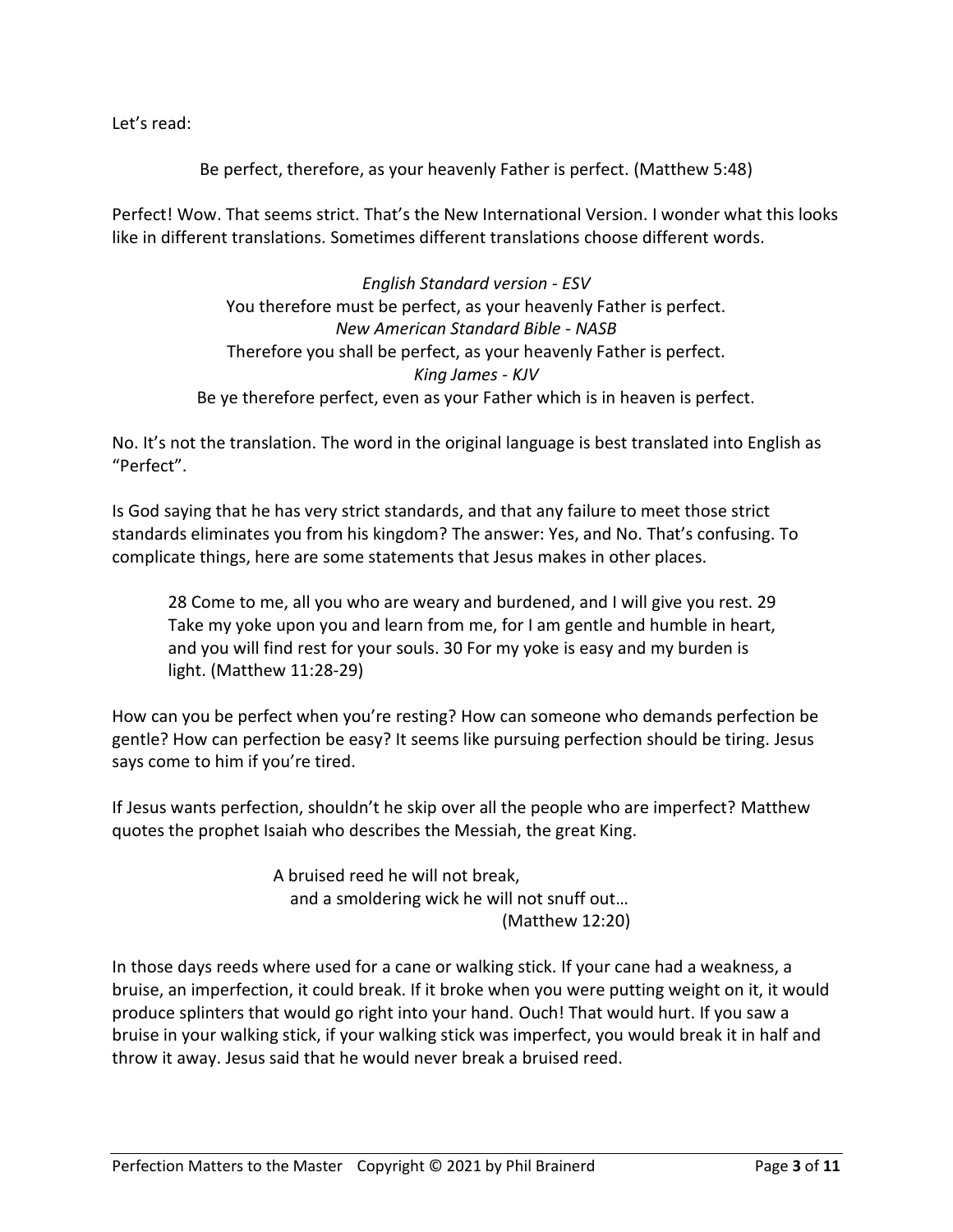Let's read:

Be perfect, therefore, as your heavenly Father is perfect. (Matthew 5:48)

Perfect! Wow. That seems strict. That's the New International Version. I wonder what this looks like in different translations. Sometimes different translations choose different words.

*English Standard version - ESV*
You therefore must be perfect, as your heavenly Father is perfect.
*New American Standard Bible - NASB*
Therefore you shall be perfect, as your heavenly Father is perfect.
*King James - KJV*
Be ye therefore perfect, even as your Father which is in heaven is perfect.

No. It's not the translation. The word in the original language is best translated into English as "Perfect".

Is God saying that he has very strict standards, and that any failure to meet those strict standards eliminates you from his kingdom? The answer: Yes, and No. That's confusing. To complicate things, here are some statements that Jesus makes in other places.

> 28 Come to me, all you who are weary and burdened, and I will give you rest. 29 Take my yoke upon you and learn from me, for I am gentle and humble in heart, and you will find rest for your souls. 30 For my yoke is easy and my burden is light. (Matthew 11:28-29)

How can you be perfect when you're resting? How can someone who demands perfection be gentle? How can perfection be easy? It seems like pursuing perfection should be tiring. Jesus says come to him if you're tired.

If Jesus wants perfection, shouldn't he skip over all the people who are imperfect? Matthew quotes the prophet Isaiah who describes the Messiah, the great King.

> A bruised reed he will not break,
> and a smoldering wick he will not snuff out…
> (Matthew 12:20)

In those days reeds where used for a cane or walking stick. If your cane had a weakness, a bruise, an imperfection, it could break. If it broke when you were putting weight on it, it would produce splinters that would go right into your hand. Ouch! That would hurt. If you saw a bruise in your walking stick, if your walking stick was imperfect, you would break it in half and throw it away. Jesus said that he would never break a bruised reed.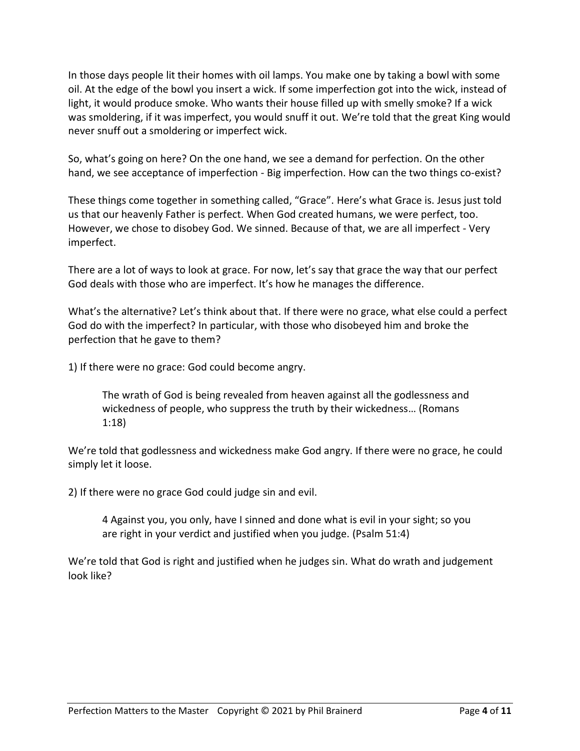In those days people lit their homes with oil lamps. You make one by taking a bowl with some oil. At the edge of the bowl you insert a wick. If some imperfection got into the wick, instead of light, it would produce smoke. Who wants their house filled up with smelly smoke? If a wick was smoldering, if it was imperfect, you would snuff it out. We're told that the great King would never snuff out a smoldering or imperfect wick.

So, what's going on here? On the one hand, we see a demand for perfection. On the other hand, we see acceptance of imperfection - Big imperfection. How can the two things co-exist?

These things come together in something called, "Grace". Here's what Grace is. Jesus just told us that our heavenly Father is perfect. When God created humans, we were perfect, too. However, we chose to disobey God. We sinned. Because of that, we are all imperfect - Very imperfect.

There are a lot of ways to look at grace. For now, let's say that grace the way that our perfect God deals with those who are imperfect. It's how he manages the difference.

What's the alternative? Let's think about that. If there were no grace, what else could a perfect God do with the imperfect? In particular, with those who disobeyed him and broke the perfection that he gave to them?

1) If there were no grace: God could become angry.

> The wrath of God is being revealed from heaven against all the godlessness and wickedness of people, who suppress the truth by their wickedness… (Romans 1:18)

We're told that godlessness and wickedness make God angry. If there were no grace, he could simply let it loose.

2) If there were no grace God could judge sin and evil.

> 4 Against you, you only, have I sinned and done what is evil in your sight; so you are right in your verdict and justified when you judge. (Psalm 51:4)

We're told that God is right and justified when he judges sin. What do wrath and judgement look like?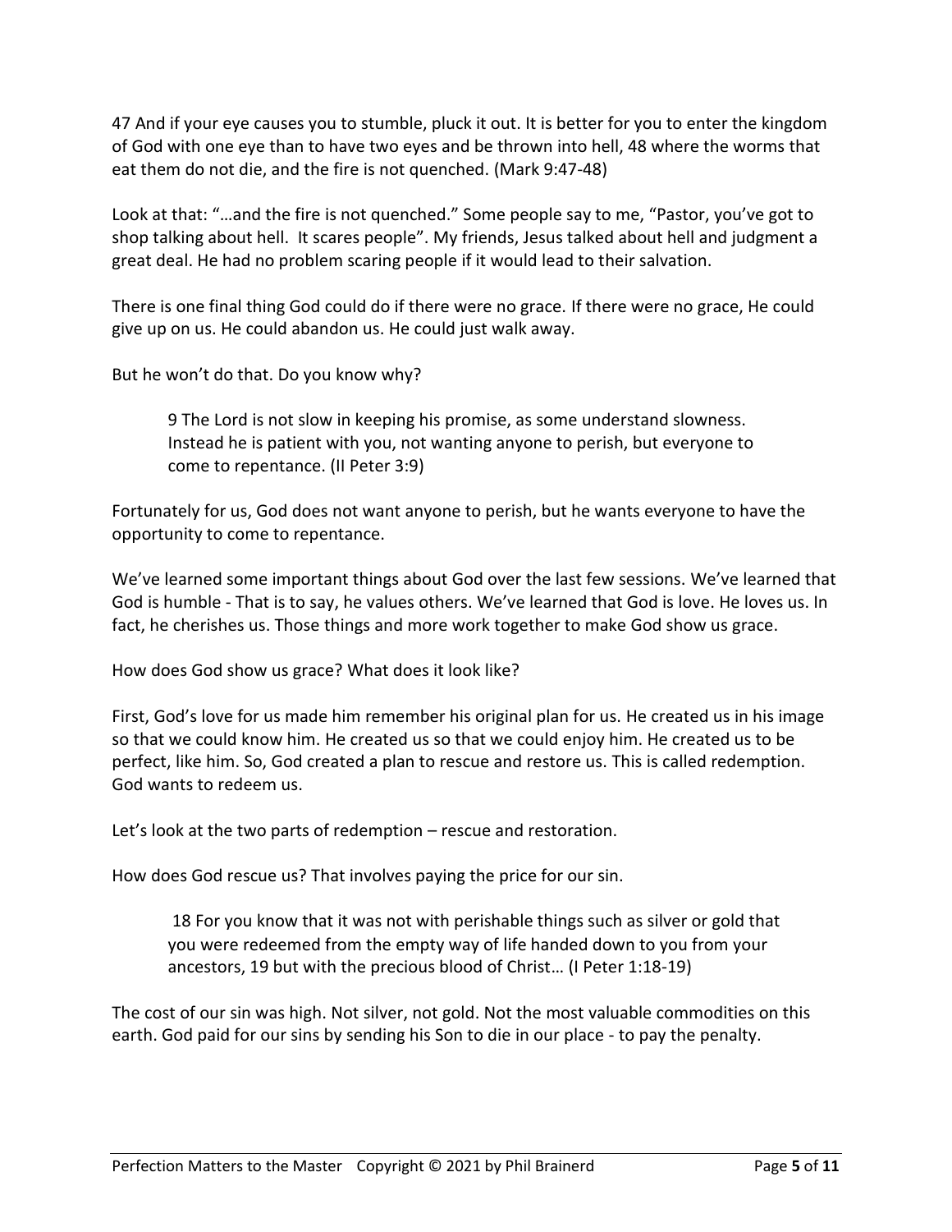47 And if your eye causes you to stumble, pluck it out. It is better for you to enter the kingdom of God with one eye than to have two eyes and be thrown into hell, 48 where the worms that eat them do not die, and the fire is not quenched. (Mark 9:47-48)

Look at that: "…and the fire is not quenched." Some people say to me, "Pastor, you've got to shop talking about hell. It scares people". My friends, Jesus talked about hell and judgment a great deal. He had no problem scaring people if it would lead to their salvation.

There is one final thing God could do if there were no grace. If there were no grace, He could give up on us. He could abandon us. He could just walk away.

But he won't do that. Do you know why?

> 9 The Lord is not slow in keeping his promise, as some understand slowness. Instead he is patient with you, not wanting anyone to perish, but everyone to come to repentance. (II Peter 3:9)

Fortunately for us, God does not want anyone to perish, but he wants everyone to have the opportunity to come to repentance.

We've learned some important things about God over the last few sessions. We've learned that God is humble - That is to say, he values others. We've learned that God is love. He loves us. In fact, he cherishes us. Those things and more work together to make God show us grace.

How does God show us grace? What does it look like?

First, God's love for us made him remember his original plan for us. He created us in his image so that we could know him. He created us so that we could enjoy him. He created us to be perfect, like him. So, God created a plan to rescue and restore us. This is called redemption. God wants to redeem us.

Let's look at the two parts of redemption – rescue and restoration.

How does God rescue us? That involves paying the price for our sin.

> 18 For you know that it was not with perishable things such as silver or gold that you were redeemed from the empty way of life handed down to you from your ancestors, 19 but with the precious blood of Christ… (I Peter 1:18-19)

The cost of our sin was high. Not silver, not gold. Not the most valuable commodities on this earth. God paid for our sins by sending his Son to die in our place - to pay the penalty.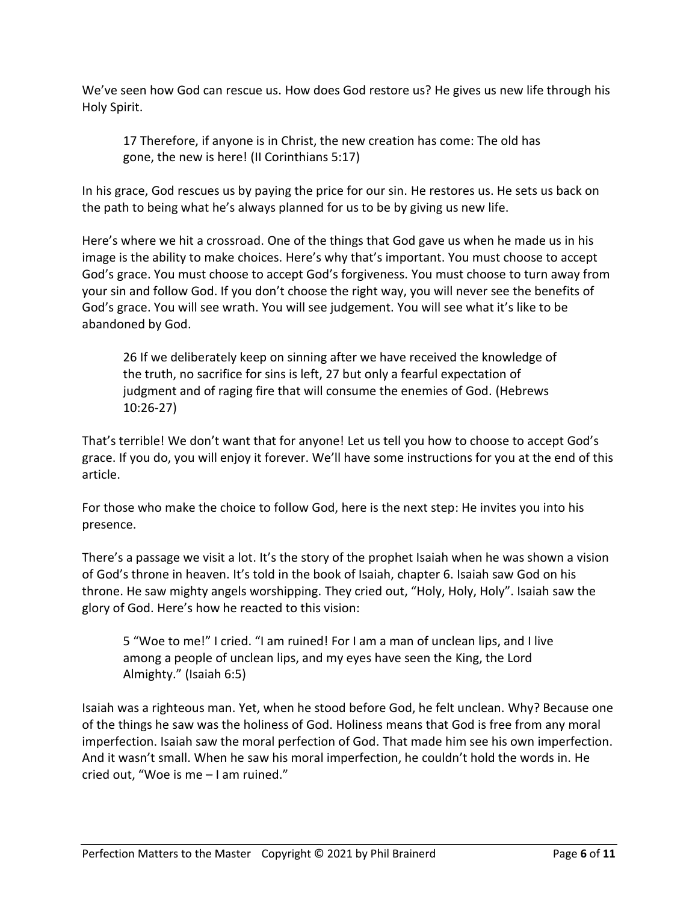We've seen how God can rescue us. How does God restore us? He gives us new life through his Holy Spirit.

> 17 Therefore, if anyone is in Christ, the new creation has come: The old has gone, the new is here! (II Corinthians 5:17)

In his grace, God rescues us by paying the price for our sin. He restores us. He sets us back on the path to being what he's always planned for us to be by giving us new life.

Here's where we hit a crossroad. One of the things that God gave us when he made us in his image is the ability to make choices. Here's why that's important. You must choose to accept God's grace. You must choose to accept God's forgiveness. You must choose to turn away from your sin and follow God. If you don't choose the right way, you will never see the benefits of God's grace. You will see wrath. You will see judgement. You will see what it's like to be abandoned by God.

> 26 If we deliberately keep on sinning after we have received the knowledge of the truth, no sacrifice for sins is left, 27 but only a fearful expectation of judgment and of raging fire that will consume the enemies of God. (Hebrews 10:26-27)

That's terrible! We don't want that for anyone! Let us tell you how to choose to accept God's grace. If you do, you will enjoy it forever. We'll have some instructions for you at the end of this article.

For those who make the choice to follow God, here is the next step: He invites you into his presence.

There's a passage we visit a lot. It's the story of the prophet Isaiah when he was shown a vision of God's throne in heaven. It's told in the book of Isaiah, chapter 6. Isaiah saw God on his throne. He saw mighty angels worshipping. They cried out, "Holy, Holy, Holy". Isaiah saw the glory of God. Here's how he reacted to this vision:

> 5 "Woe to me!" I cried. "I am ruined! For I am a man of unclean lips, and I live among a people of unclean lips, and my eyes have seen the King, the Lord Almighty." (Isaiah 6:5)

Isaiah was a righteous man. Yet, when he stood before God, he felt unclean. Why? Because one of the things he saw was the holiness of God. Holiness means that God is free from any moral imperfection. Isaiah saw the moral perfection of God. That made him see his own imperfection. And it wasn't small. When he saw his moral imperfection, he couldn't hold the words in. He cried out, "Woe is me – I am ruined."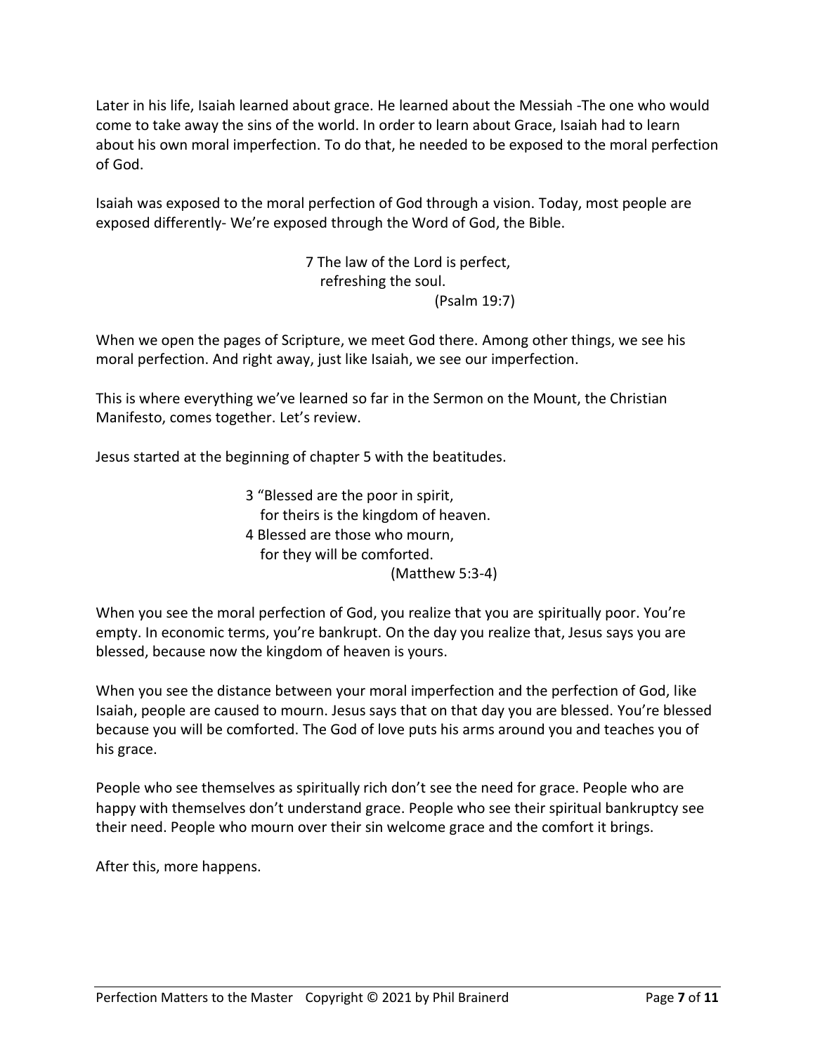Later in his life, Isaiah learned about grace. He learned about the Messiah -The one who would come to take away the sins of the world. In order to learn about Grace, Isaiah had to learn about his own moral imperfection. To do that, he needed to be exposed to the moral perfection of God.

Isaiah was exposed to the moral perfection of God through a vision. Today, most people are exposed differently- We're exposed through the Word of God, the Bible.

> 7 The law of the Lord is perfect,
> refreshing the soul.
> (Psalm 19:7)

When we open the pages of Scripture, we meet God there. Among other things, we see his moral perfection. And right away, just like Isaiah, we see our imperfection.

This is where everything we've learned so far in the Sermon on the Mount, the Christian Manifesto, comes together. Let's review.

Jesus started at the beginning of chapter 5 with the beatitudes.

> 3 "Blessed are the poor in spirit,
> for theirs is the kingdom of heaven.
> 4 Blessed are those who mourn,
> for they will be comforted.
> (Matthew 5:3-4)

When you see the moral perfection of God, you realize that you are spiritually poor. You're empty. In economic terms, you're bankrupt. On the day you realize that, Jesus says you are blessed, because now the kingdom of heaven is yours.

When you see the distance between your moral imperfection and the perfection of God, like Isaiah, people are caused to mourn. Jesus says that on that day you are blessed. You're blessed because you will be comforted. The God of love puts his arms around you and teaches you of his grace.

People who see themselves as spiritually rich don't see the need for grace. People who are happy with themselves don't understand grace. People who see their spiritual bankruptcy see their need. People who mourn over their sin welcome grace and the comfort it brings.

After this, more happens.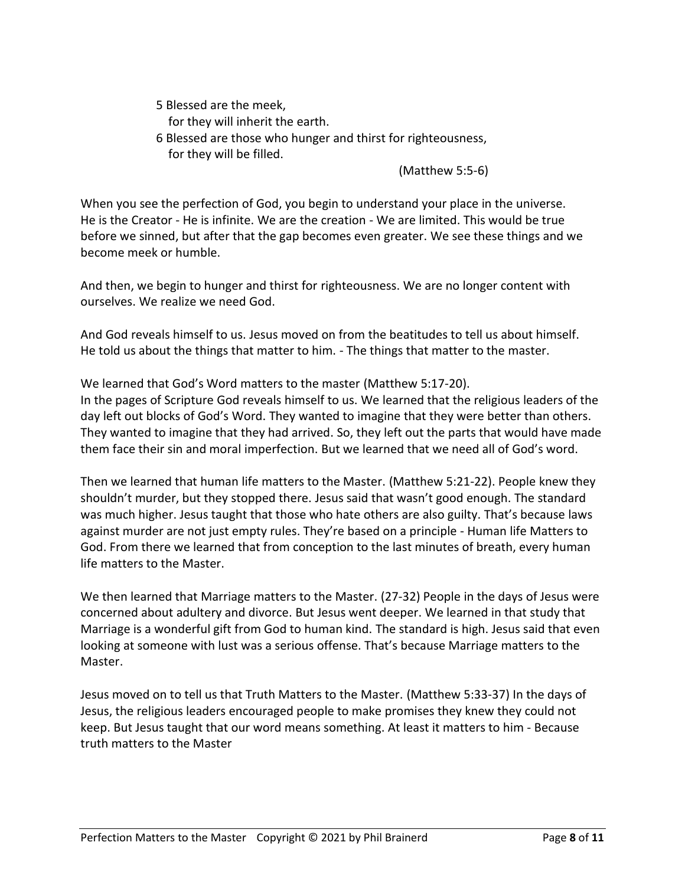5 Blessed are the meek,
for they will inherit the earth.
6 Blessed are those who hunger and thirst for righteousness,
for they will be filled.

(Matthew 5:5-6)

When you see the perfection of God, you begin to understand your place in the universe. He is the Creator - He is infinite. We are the creation - We are limited. This would be true before we sinned, but after that the gap becomes even greater. We see these things and we become meek or humble.

And then, we begin to hunger and thirst for righteousness. We are no longer content with ourselves. We realize we need God.

And God reveals himself to us. Jesus moved on from the beatitudes to tell us about himself. He told us about the things that matter to him. - The things that matter to the master.

We learned that God's Word matters to the master (Matthew 5:17-20).
In the pages of Scripture God reveals himself to us. We learned that the religious leaders of the day left out blocks of God's Word. They wanted to imagine that they were better than others. They wanted to imagine that they had arrived. So, they left out the parts that would have made them face their sin and moral imperfection. But we learned that we need all of God's word.

Then we learned that human life matters to the Master. (Matthew 5:21-22). People knew they shouldn't murder, but they stopped there. Jesus said that wasn't good enough. The standard was much higher. Jesus taught that those who hate others are also guilty. That's because laws against murder are not just empty rules. They're based on a principle - Human life Matters to God. From there we learned that from conception to the last minutes of breath, every human life matters to the Master.

We then learned that Marriage matters to the Master. (27-32) People in the days of Jesus were concerned about adultery and divorce. But Jesus went deeper. We learned in that study that Marriage is a wonderful gift from God to human kind. The standard is high. Jesus said that even looking at someone with lust was a serious offense. That's because Marriage matters to the Master.

Jesus moved on to tell us that Truth Matters to the Master. (Matthew 5:33-37) In the days of Jesus, the religious leaders encouraged people to make promises they knew they could not keep. But Jesus taught that our word means something. At least it matters to him - Because truth matters to the Master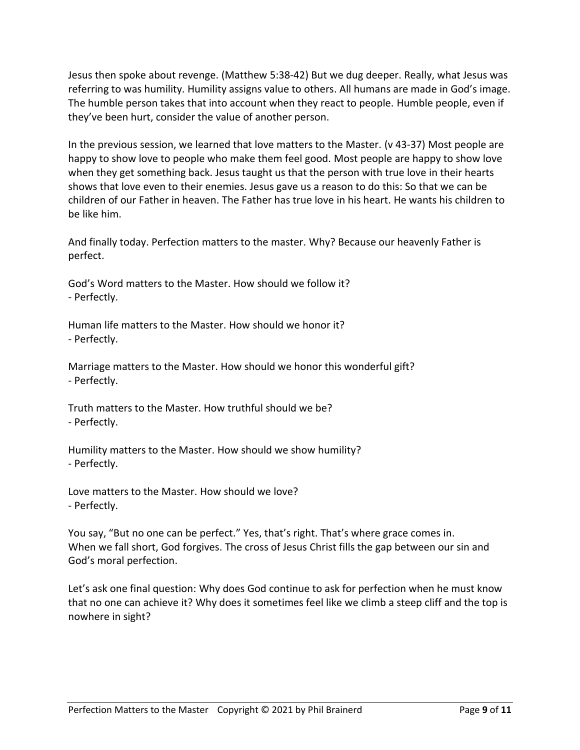Jesus then spoke about revenge. (Matthew 5:38-42) But we dug deeper. Really, what Jesus was referring to was humility. Humility assigns value to others. All humans are made in God's image. The humble person takes that into account when they react to people. Humble people, even if they've been hurt, consider the value of another person.

In the previous session, we learned that love matters to the Master. (v 43-37) Most people are happy to show love to people who make them feel good. Most people are happy to show love when they get something back. Jesus taught us that the person with true love in their hearts shows that love even to their enemies. Jesus gave us a reason to do this: So that we can be children of our Father in heaven. The Father has true love in his heart. He wants his children to be like him.

And finally today. Perfection matters to the master. Why? Because our heavenly Father is perfect.

God's Word matters to the Master. How should we follow it?
- Perfectly.

Human life matters to the Master. How should we honor it?
- Perfectly.

Marriage matters to the Master. How should we honor this wonderful gift?
- Perfectly.

Truth matters to the Master. How truthful should we be?
- Perfectly.

Humility matters to the Master. How should we show humility?
- Perfectly.

Love matters to the Master. How should we love?
- Perfectly.

You say, "But no one can be perfect." Yes, that's right. That's where grace comes in.
When we fall short, God forgives. The cross of Jesus Christ fills the gap between our sin and God's moral perfection.

Let's ask one final question: Why does God continue to ask for perfection when he must know that no one can achieve it? Why does it sometimes feel like we climb a steep cliff and the top is nowhere in sight?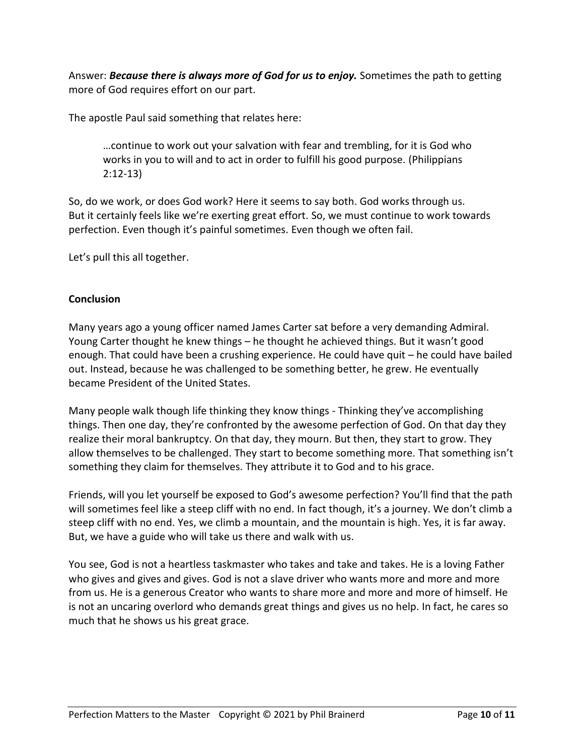Answer: ***Because there is always more of God for us to enjoy.*** Sometimes the path to getting more of God requires effort on our part.

The apostle Paul said something that relates here:

> …continue to work out your salvation with fear and trembling, for it is God who works in you to will and to act in order to fulfill his good purpose. (Philippians 2:12-13)

So, do we work, or does God work? Here it seems to say both. God works through us. But it certainly feels like we're exerting great effort. So, we must continue to work towards perfection. Even though it's painful sometimes. Even though we often fail.

Let's pull this all together.

**Conclusion**

Many years ago a young officer named James Carter sat before a very demanding Admiral. Young Carter thought he knew things – he thought he achieved things. But it wasn't good enough. That could have been a crushing experience. He could have quit – he could have bailed out. Instead, because he was challenged to be something better, he grew. He eventually became President of the United States.

Many people walk though life thinking they know things - Thinking they've accomplishing things. Then one day, they're confronted by the awesome perfection of God. On that day they realize their moral bankruptcy. On that day, they mourn. But then, they start to grow. They allow themselves to be challenged. They start to become something more. That something isn't something they claim for themselves. They attribute it to God and to his grace.

Friends, will you let yourself be exposed to God's awesome perfection? You'll find that the path will sometimes feel like a steep cliff with no end. In fact though, it's a journey. We don't climb a steep cliff with no end. Yes, we climb a mountain, and the mountain is high. Yes, it is far away. But, we have a guide who will take us there and walk with us.

You see, God is not a heartless taskmaster who takes and take and takes. He is a loving Father who gives and gives and gives. God is not a slave driver who wants more and more and more from us. He is a generous Creator who wants to share more and more and more of himself. He is not an uncaring overlord who demands great things and gives us no help. In fact, he cares so much that he shows us his great grace.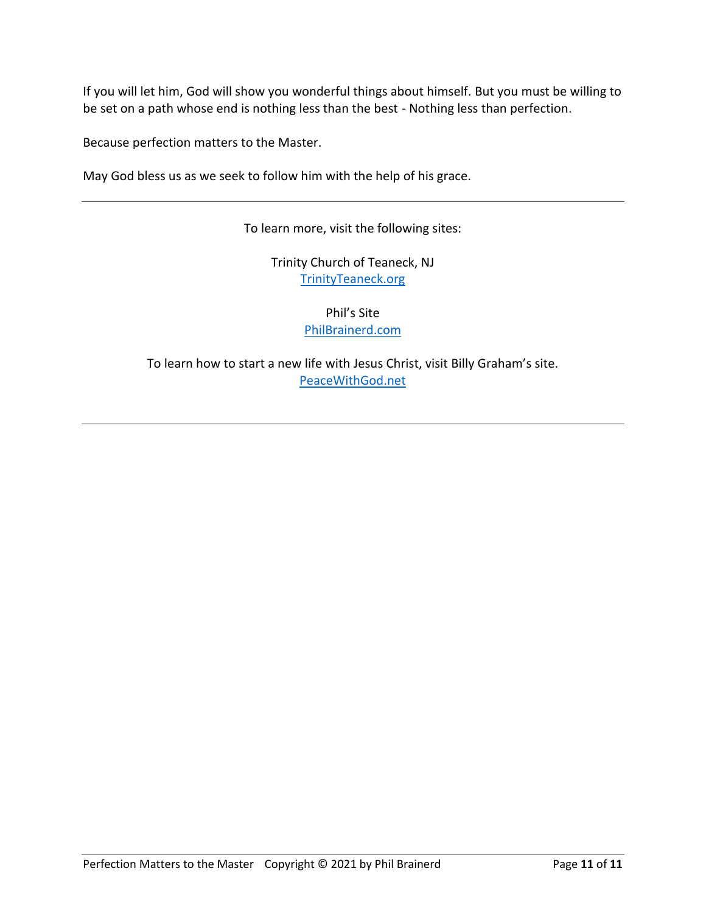If you will let him, God will show you wonderful things about himself. But you must be willing to be set on a path whose end is nothing less than the best - Nothing less than perfection.

Because perfection matters to the Master.

May God bless us as we seek to follow him with the help of his grace.

---

To learn more, visit the following sites:

Trinity Church of Teaneck, NJ
[TrinityTeaneck.org](http://TrinityTeaneck.org)

Phil's Site
[PhilBrainerd.com](http://PhilBrainerd.com)

To learn how to start a new life with Jesus Christ, visit Billy Graham's site.
[PeaceWithGod.net](http://PeaceWithGod.net)

---